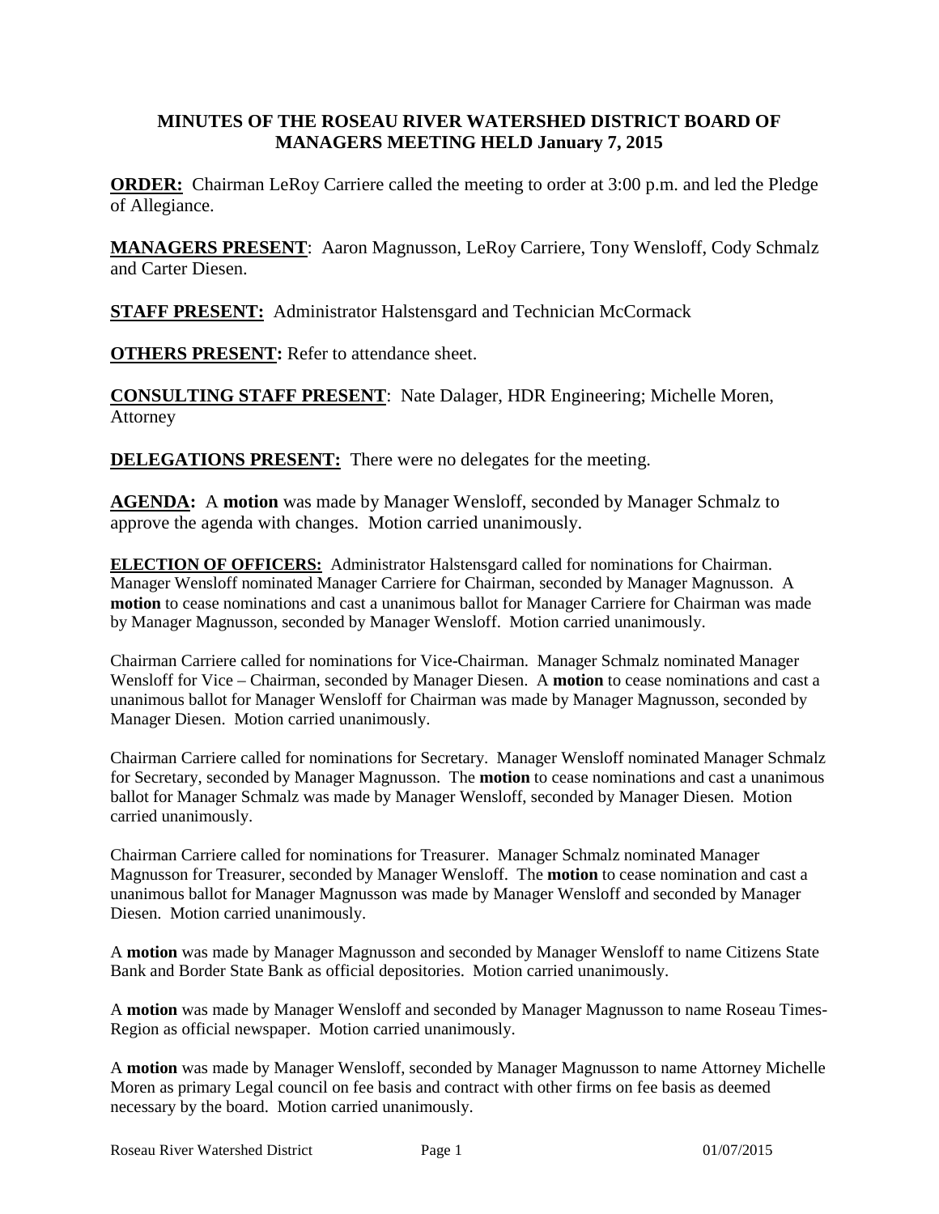# MINUTES OF THE ROSEAU RIVER WATERSHED DISTRICT BOARD OF MANAGERS MEETING HELD January 7, 2015

**ORDER:** Chairman LeRoy Carriere called the meeting to order at 3:00 p.m. and led the Pledge of Allegiance.

**MANAGERS PRESENT**: Aaron Magnusson, LeRoy Carriere, Tony Wensloff, Cody Schmalz and Carter Diesen.

**STAFF PRESENT:** Administrator Halstensgard and Technician McCormack

**OTHERS PRESENT:** Refer to attendance sheet.

**CONSULTING STAFF PRESENT**: Nate Dalager, HDR Engineering; Michelle Moren, Attorney

**DELEGATIONS PRESENT:** There were no delegates for the meeting.

**AGENDA:** A **motion** was made by Manager Wensloff, seconded by Manager Schmalz to approve the agenda with changes. Motion carried unanimously.

**ELECTION OF OFFICERS:** Administrator Halstensgard called for nominations for Chairman. Manager Wensloff nominated Manager Carriere for Chairman, seconded by Manager Magnusson. A **motion** to cease nominations and cast a unanimous ballot for Manager Carriere for Chairman was made by Manager Magnusson, seconded by Manager Wensloff. Motion carried unanimously.

Chairman Carriere called for nominations for Vice-Chairman. Manager Schmalz nominated Manager Wensloff for Vice – Chairman, seconded by Manager Diesen. A **motion** to cease nominations and cast a unanimous ballot for Manager Wensloff for Chairman was made by Manager Magnusson, seconded by Manager Diesen. Motion carried unanimously.

Chairman Carriere called for nominations for Secretary. Manager Wensloff nominated Manager Schmalz for Secretary, seconded by Manager Magnusson. The **motion** to cease nominations and cast a unanimous ballot for Manager Schmalz was made by Manager Wensloff, seconded by Manager Diesen. Motion carried unanimously.

Chairman Carriere called for nominations for Treasurer. Manager Schmalz nominated Manager Magnusson for Treasurer, seconded by Manager Wensloff. The **motion** to cease nomination and cast a unanimous ballot for Manager Magnusson was made by Manager Wensloff and seconded by Manager Diesen. Motion carried unanimously.

A **motion** was made by Manager Magnusson and seconded by Manager Wensloff to name Citizens State Bank and Border State Bank as official depositories. Motion carried unanimously.

A **motion** was made by Manager Wensloff and seconded by Manager Magnusson to name Roseau Times-Region as official newspaper. Motion carried unanimously.

A **motion** was made by Manager Wensloff, seconded by Manager Magnusson to name Attorney Michelle Moren as primary Legal council on fee basis and contract with other firms on fee basis as deemed necessary by the board. Motion carried unanimously.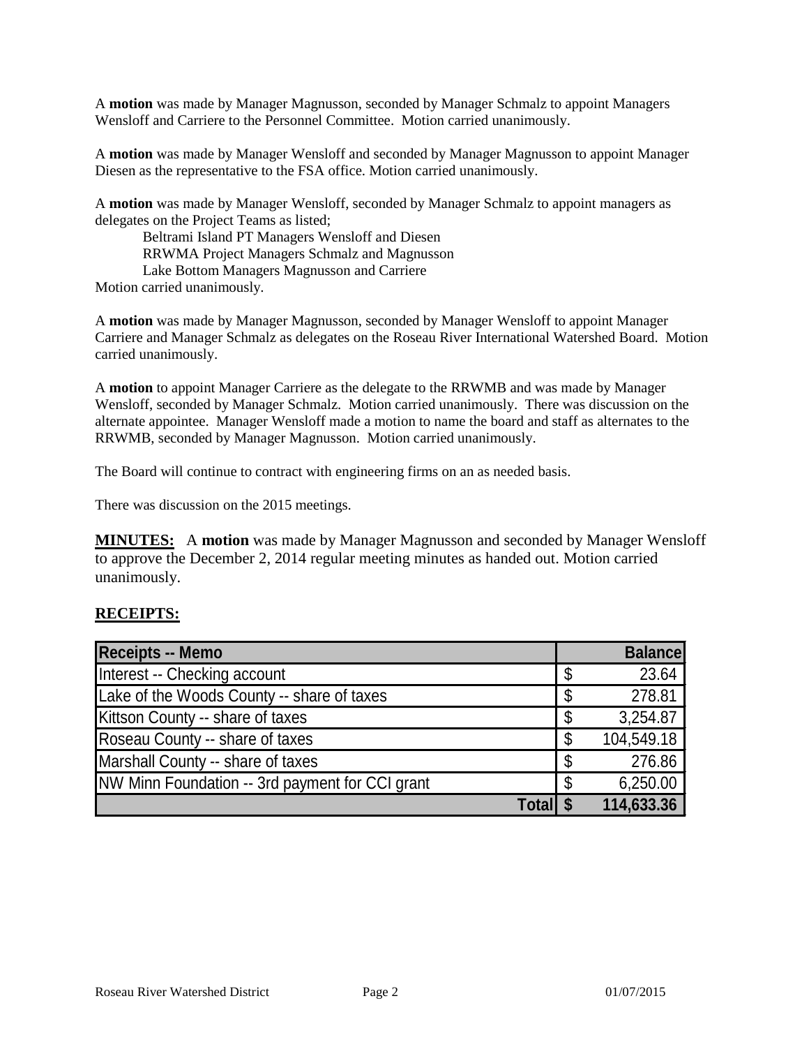A **motion** was made by Manager Magnusson, seconded by Manager Schmalz to appoint Managers Wensloff and Carriere to the Personnel Committee. Motion carried unanimously.

A **motion** was made by Manager Wensloff and seconded by Manager Magnusson to appoint Manager Diesen as the representative to the FSA office. Motion carried unanimously.

A **motion** was made by Manager Wensloff, seconded by Manager Schmalz to appoint managers as delegates on the Project Teams as listed;

Beltrami Island PT Managers Wensloff and Diesen
RRWMA Project Managers Schmalz and Magnusson
Lake Bottom Managers Magnusson and Carriere

Motion carried unanimously.

A **motion** was made by Manager Magnusson, seconded by Manager Wensloff to appoint Manager Carriere and Manager Schmalz as delegates on the Roseau River International Watershed Board. Motion carried unanimously.

A **motion** to appoint Manager Carriere as the delegate to the RRWMB and was made by Manager Wensloff, seconded by Manager Schmalz. Motion carried unanimously. There was discussion on the alternate appointee. Manager Wensloff made a motion to name the board and staff as alternates to the RRWMB, seconded by Manager Magnusson. Motion carried unanimously.

The Board will continue to contract with engineering firms on an as needed basis.

There was discussion on the 2015 meetings.

**MINUTES:** A **motion** was made by Manager Magnusson and seconded by Manager Wensloff to approve the December 2, 2014 regular meeting minutes as handed out. Motion carried unanimously.

**RECEIPTS:**

| Receipts -- Memo | Balance |
|---|---|
| Interest -- Checking account | $ 23.64 |
| Lake of the Woods County -- share of taxes | $ 278.81 |
| Kittson County -- share of taxes | $ 3,254.87 |
| Roseau County -- share of taxes | $ 104,549.18 |
| Marshall County -- share of taxes | $ 276.86 |
| NW Minn Foundation -- 3rd payment for CCI grant | $ 6,250.00 |
| **Total** | **$ 114,633.36** |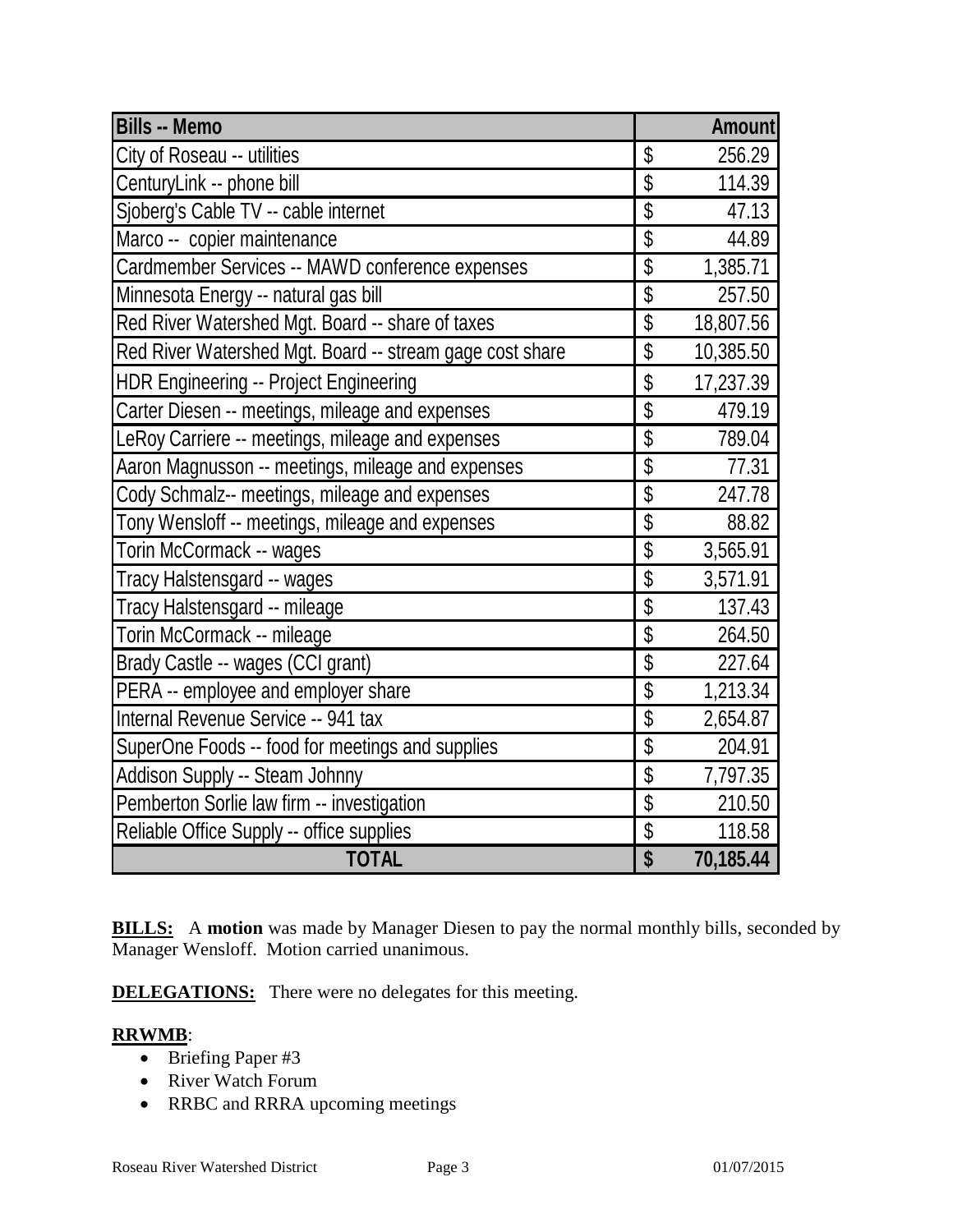| Bills -- Memo | Amount |
|---|---|
| City of Roseau -- utilities | $ 256.29 |
| CenturyLink -- phone bill | $ 114.39 |
| Sjoberg's Cable TV -- cable internet | $ 47.13 |
| Marco -- copier maintenance | $ 44.89 |
| Cardmember Services -- MAWD conference expenses | $ 1,385.71 |
| Minnesota Energy -- natural gas bill | $ 257.50 |
| Red River Watershed Mgt. Board -- share of taxes | $ 18,807.56 |
| Red River Watershed Mgt. Board -- stream gage cost share | $ 10,385.50 |
| HDR Engineering -- Project Engineering | $ 17,237.39 |
| Carter Diesen -- meetings, mileage and expenses | $ 479.19 |
| LeRoy Carriere -- meetings, mileage and expenses | $ 789.04 |
| Aaron Magnusson -- meetings, mileage and expenses | $ 77.31 |
| Cody Schmalz-- meetings, mileage and expenses | $ 247.78 |
| Tony Wensloff -- meetings, mileage and expenses | $ 88.82 |
| Torin McCormack -- wages | $ 3,565.91 |
| Tracy Halstensgard -- wages | $ 3,571.91 |
| Tracy Halstensgard -- mileage | $ 137.43 |
| Torin McCormack -- mileage | $ 264.50 |
| Brady Castle -- wages (CCI grant) | $ 227.64 |
| PERA -- employee and employer share | $ 1,213.34 |
| Internal Revenue Service -- 941 tax | $ 2,654.87 |
| SuperOne Foods -- food for meetings and supplies | $ 204.91 |
| Addison Supply -- Steam Johnny | $ 7,797.35 |
| Pemberton Sorlie law firm -- investigation | $ 210.50 |
| Reliable Office Supply -- office supplies | $ 118.58 |
| **TOTAL** | **$ 70,185.44** |

**BILLS:** A **motion** was made by Manager Diesen to pay the normal monthly bills, seconded by Manager Wensloff. Motion carried unanimous.

**DELEGATIONS:** There were no delegates for this meeting.

**RRWMB**:

- Briefing Paper #3
- River Watch Forum
- RRBC and RRRA upcoming meetings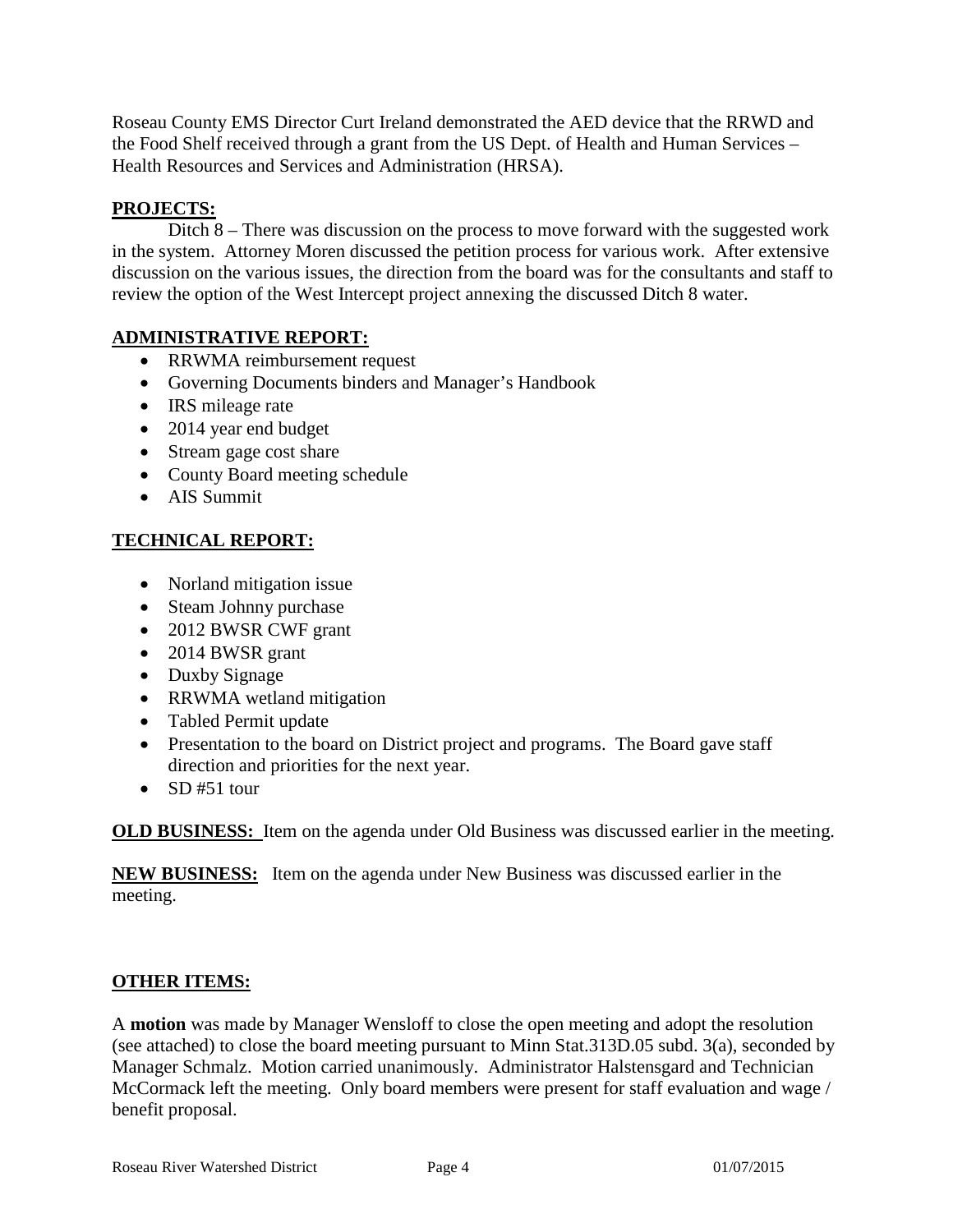Roseau County EMS Director Curt Ireland demonstrated the AED device that the RRWD and the Food Shelf received through a grant from the US Dept. of Health and Human Services – Health Resources and Services and Administration (HRSA).

**PROJECTS:**

Ditch 8 – There was discussion on the process to move forward with the suggested work in the system. Attorney Moren discussed the petition process for various work. After extensive discussion on the various issues, the direction from the board was for the consultants and staff to review the option of the West Intercept project annexing the discussed Ditch 8 water.

**ADMINISTRATIVE REPORT:**

- RRWMA reimbursement request
- Governing Documents binders and Manager's Handbook
- IRS mileage rate
- 2014 year end budget
- Stream gage cost share
- County Board meeting schedule
- AIS Summit

**TECHNICAL REPORT:**

- Norland mitigation issue
- Steam Johnny purchase
- 2012 BWSR CWF grant
- 2014 BWSR grant
- Duxby Signage
- RRWMA wetland mitigation
- Tabled Permit update
- Presentation to the board on District project and programs. The Board gave staff direction and priorities for the next year.
- SD #51 tour

**OLD BUSINESS:** Item on the agenda under Old Business was discussed earlier in the meeting.

**NEW BUSINESS:** Item on the agenda under New Business was discussed earlier in the meeting.

**OTHER ITEMS:**

A **motion** was made by Manager Wensloff to close the open meeting and adopt the resolution (see attached) to close the board meeting pursuant to Minn Stat.313D.05 subd. 3(a), seconded by Manager Schmalz. Motion carried unanimously. Administrator Halstensgard and Technician McCormack left the meeting. Only board members were present for staff evaluation and wage / benefit proposal.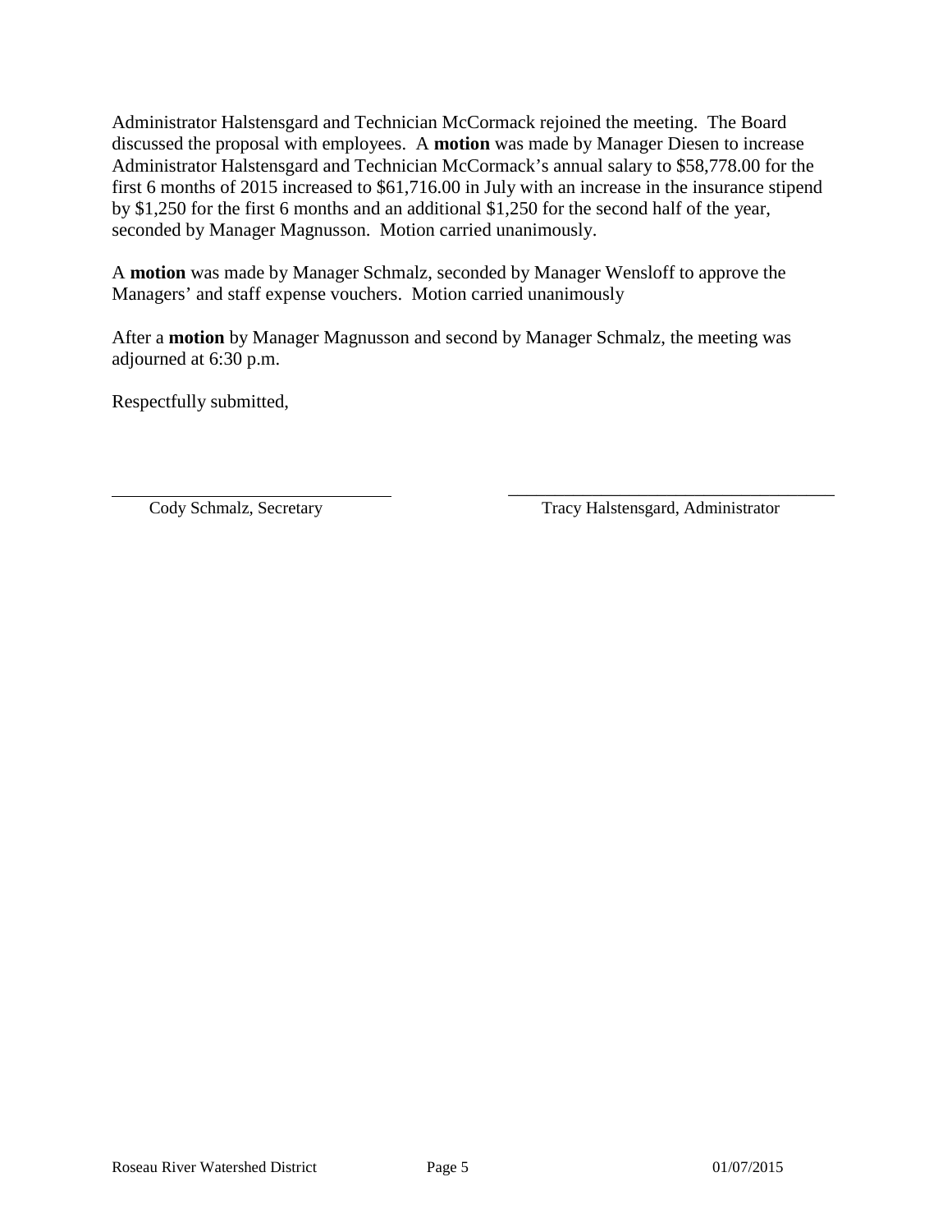Administrator Halstensgard and Technician McCormack rejoined the meeting. The Board discussed the proposal with employees. A **motion** was made by Manager Diesen to increase Administrator Halstensgard and Technician McCormack's annual salary to $58,778.00 for the first 6 months of 2015 increased to $61,716.00 in July with an increase in the insurance stipend by $1,250 for the first 6 months and an additional $1,250 for the second half of the year, seconded by Manager Magnusson. Motion carried unanimously.

A **motion** was made by Manager Schmalz, seconded by Manager Wensloff to approve the Managers' and staff expense vouchers. Motion carried unanimously

After a **motion** by Manager Magnusson and second by Manager Schmalz, the meeting was adjourned at 6:30 p.m.

Respectfully submitted,

\_\_\_\_\_\_\_\_\_\_\_\_\_\_\_\_\_\_\_\_\_\_\_\_\_\_\_\_\_\_
Cody Schmalz, Secretary

\_\_\_\_\_\_\_\_\_\_\_\_\_\_\_\_\_\_\_\_\_\_\_\_\_\_\_\_\_\_
Tracy Halstensgard, Administrator